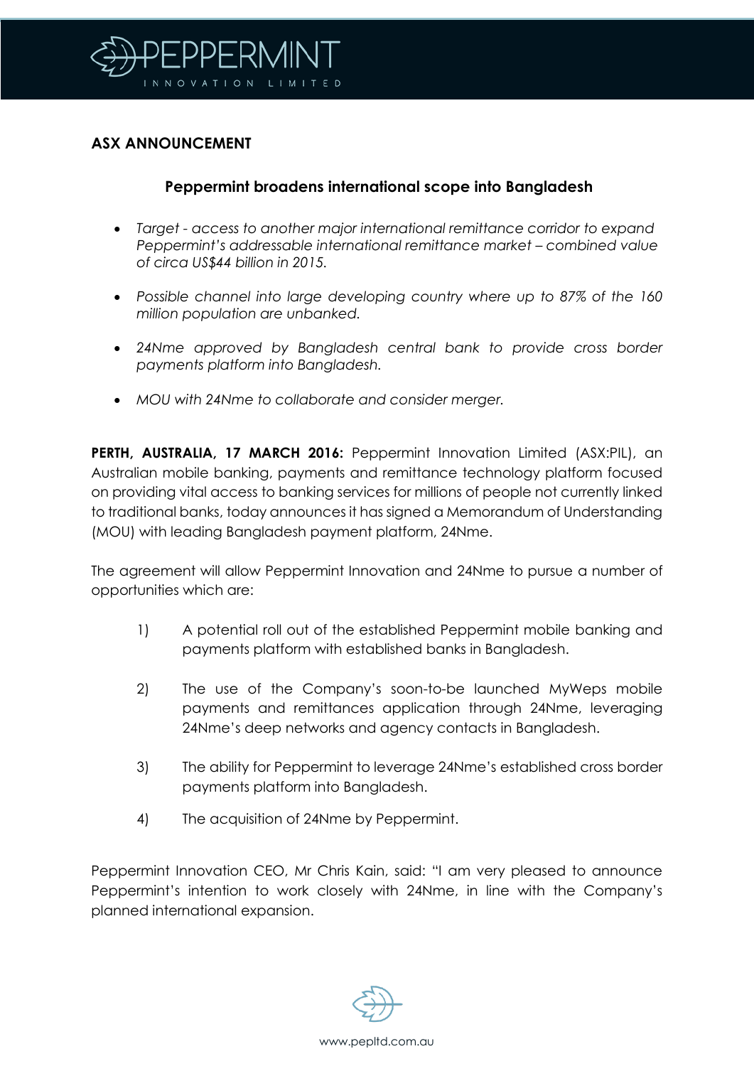# ASX ANNOUNCEMENT

## Peppermint broadens international scope into Bangladesh

- *Target - access to another major international remittance corridor to expand Peppermint's addressable international remittance market – combined value of circa US$44 billion in 2015.*
- *Possible channel into large developing country where up to 87% of the 160 million population are unbanked.*
- *24Nme approved by Bangladesh central bank to provide cross border payments platform into Bangladesh.*
- *MOU with 24Nme to collaborate and consider merger.*

**PERTH, AUSTRALIA, 17 MARCH 2016:** Peppermint Innovation Limited (ASX:PIL), an Australian mobile banking, payments and remittance technology platform focused on providing vital access to banking services for millions of people not currently linked to traditional banks, today announces it has signed a Memorandum of Understanding (MOU) with leading Bangladesh payment platform, 24Nme.

The agreement will allow Peppermint Innovation and 24Nme to pursue a number of opportunities which are:

1) A potential roll out of the established Peppermint mobile banking and payments platform with established banks in Bangladesh.

2) The use of the Company's soon-to-be launched MyWeps mobile payments and remittances application through 24Nme, leveraging 24Nme's deep networks and agency contacts in Bangladesh.

3) The ability for Peppermint to leverage 24Nme's established cross border payments platform into Bangladesh.

4) The acquisition of 24Nme by Peppermint.

Peppermint Innovation CEO, Mr Chris Kain, said: "I am very pleased to announce Peppermint's intention to work closely with 24Nme, in line with the Company's planned international expansion.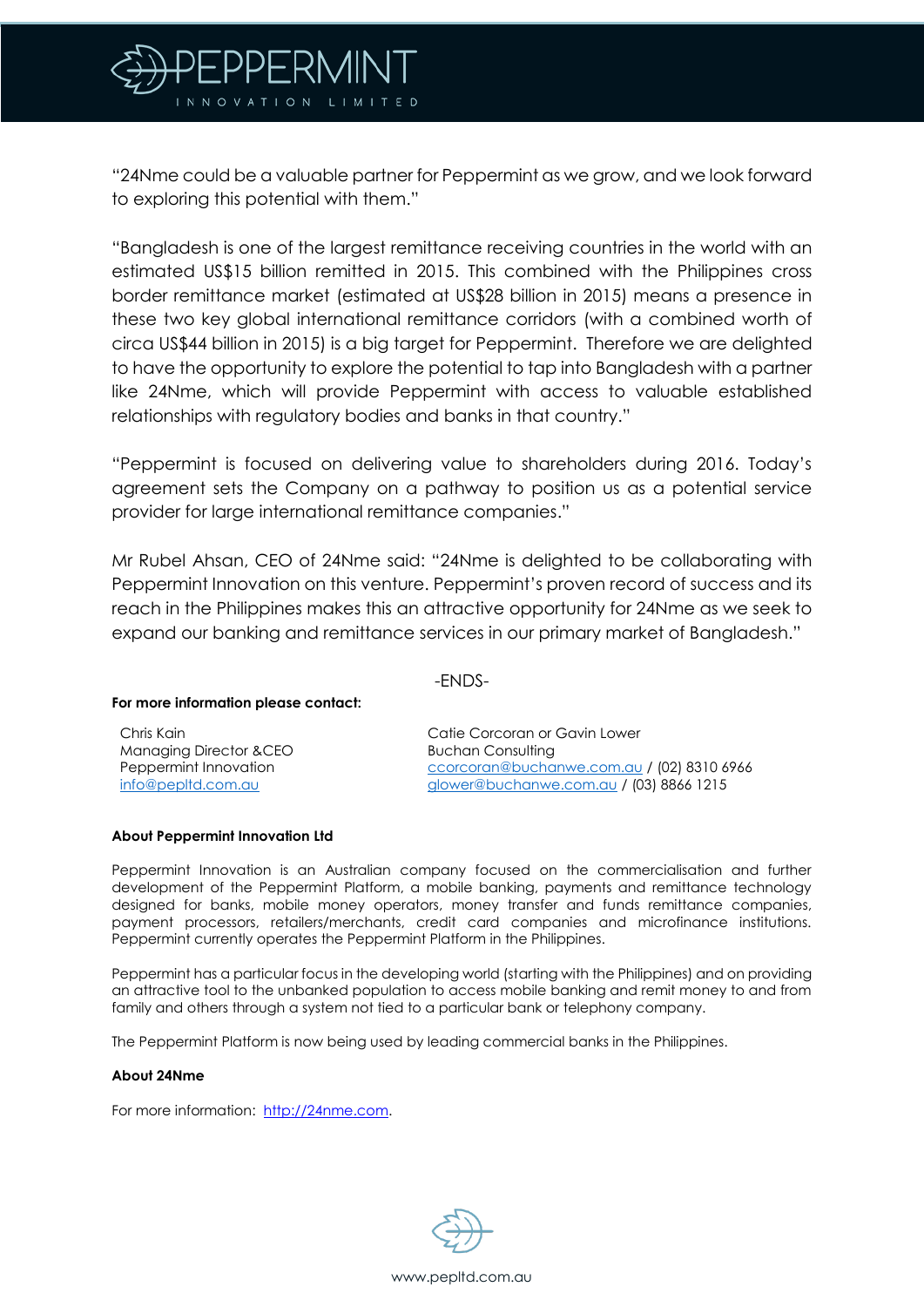"24Nme could be a valuable partner for Peppermint as we grow, and we look forward to exploring this potential with them."

"Bangladesh is one of the largest remittance receiving countries in the world with an estimated US$15 billion remitted in 2015. This combined with the Philippines cross border remittance market (estimated at US$28 billion in 2015) means a presence in these two key global international remittance corridors (with a combined worth of circa US$44 billion in 2015) is a big target for Peppermint. Therefore we are delighted to have the opportunity to explore the potential to tap into Bangladesh with a partner like 24Nme, which will provide Peppermint with access to valuable established relationships with regulatory bodies and banks in that country."

"Peppermint is focused on delivering value to shareholders during 2016. Today's agreement sets the Company on a pathway to position us as a potential service provider for large international remittance companies."

Mr Rubel Ahsan, CEO of 24Nme said: "24Nme is delighted to be collaborating with Peppermint Innovation on this venture. Peppermint's proven record of success and its reach in the Philippines makes this an attractive opportunity for 24Nme as we seek to expand our banking and remittance services in our primary market of Bangladesh."

-ENDS-

**For more information please contact:**

Chris Kain
Managing Director &CEO
Peppermint Innovation
info@pepltd.com.au

Catie Corcoran or Gavin Lower
Buchan Consulting
ccorcoran@buchanwe.com.au / (02) 8310 6966
glower@buchanwe.com.au / (03) 8866 1215

**About Peppermint Innovation Ltd**

Peppermint Innovation is an Australian company focused on the commercialisation and further development of the Peppermint Platform, a mobile banking, payments and remittance technology designed for banks, mobile money operators, money transfer and funds remittance companies, payment processors, retailers/merchants, credit card companies and microfinance institutions. Peppermint currently operates the Peppermint Platform in the Philippines.

Peppermint has a particular focus in the developing world (starting with the Philippines) and on providing an attractive tool to the unbanked population to access mobile banking and remit money to and from family and others through a system not tied to a particular bank or telephony company.

The Peppermint Platform is now being used by leading commercial banks in the Philippines.

**About 24Nme**

For more information: http://24nme.com.